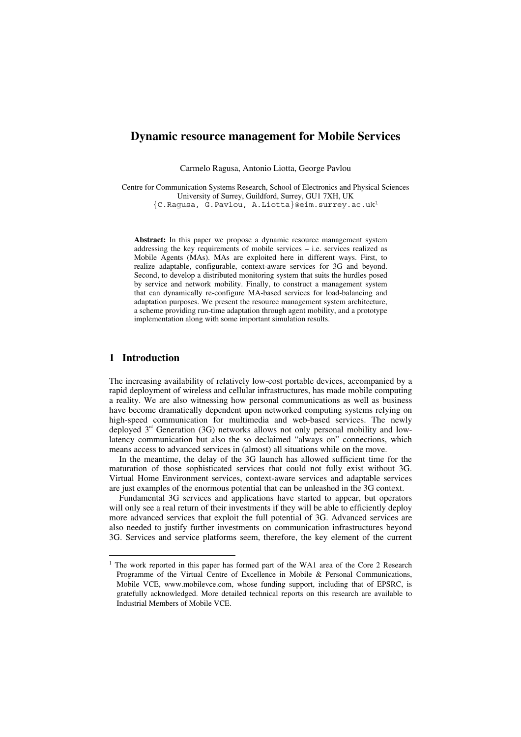# Dynamic resource management for Mobile Services

Carmelo Ragusa, Antonio Liotta, George Pavlou

Centre for Communication Systems Research, School of Electronics and Physical Sciences
University of Surrey, Guildford, Surrey, GU1 7XH, UK
{C.Ragusa, G.Pavlou, A.Liotta}@eim.surrey.ac.uk[1]

**Abstract:** In this paper we propose a dynamic resource management system addressing the key requirements of mobile services – i.e. services realized as Mobile Agents (MAs). MAs are exploited here in different ways. First, to realize adaptable, configurable, context-aware services for 3G and beyond. Second, to develop a distributed monitoring system that suits the hurdles posed by service and network mobility. Finally, to construct a management system that can dynamically re-configure MA-based services for load-balancing and adaptation purposes. We present the resource management system architecture, a scheme providing run-time adaptation through agent mobility, and a prototype implementation along with some important simulation results.

## 1 Introduction

The increasing availability of relatively low-cost portable devices, accompanied by a rapid deployment of wireless and cellular infrastructures, has made mobile computing a reality. We are also witnessing how personal communications as well as business have become dramatically dependent upon networked computing systems relying on high-speed communication for multimedia and web-based services. The newly deployed 3rd Generation (3G) networks allows not only personal mobility and low-latency communication but also the so declaimed "always on" connections, which means access to advanced services in (almost) all situations while on the move.

In the meantime, the delay of the 3G launch has allowed sufficient time for the maturation of those sophisticated services that could not fully exist without 3G. Virtual Home Environment services, context-aware services and adaptable services are just examples of the enormous potential that can be unleashed in the 3G context.

Fundamental 3G services and applications have started to appear, but operators will only see a real return of their investments if they will be able to efficiently deploy more advanced services that exploit the full potential of 3G. Advanced services are also needed to justify further investments on communication infrastructures beyond 3G. Services and service platforms seem, therefore, the key element of the current

[1] The work reported in this paper has formed part of the WA1 area of the Core 2 Research Programme of the Virtual Centre of Excellence in Mobile & Personal Communications, Mobile VCE, www.mobilevce.com, whose funding support, including that of EPSRC, is gratefully acknowledged. More detailed technical reports on this research are available to Industrial Members of Mobile VCE.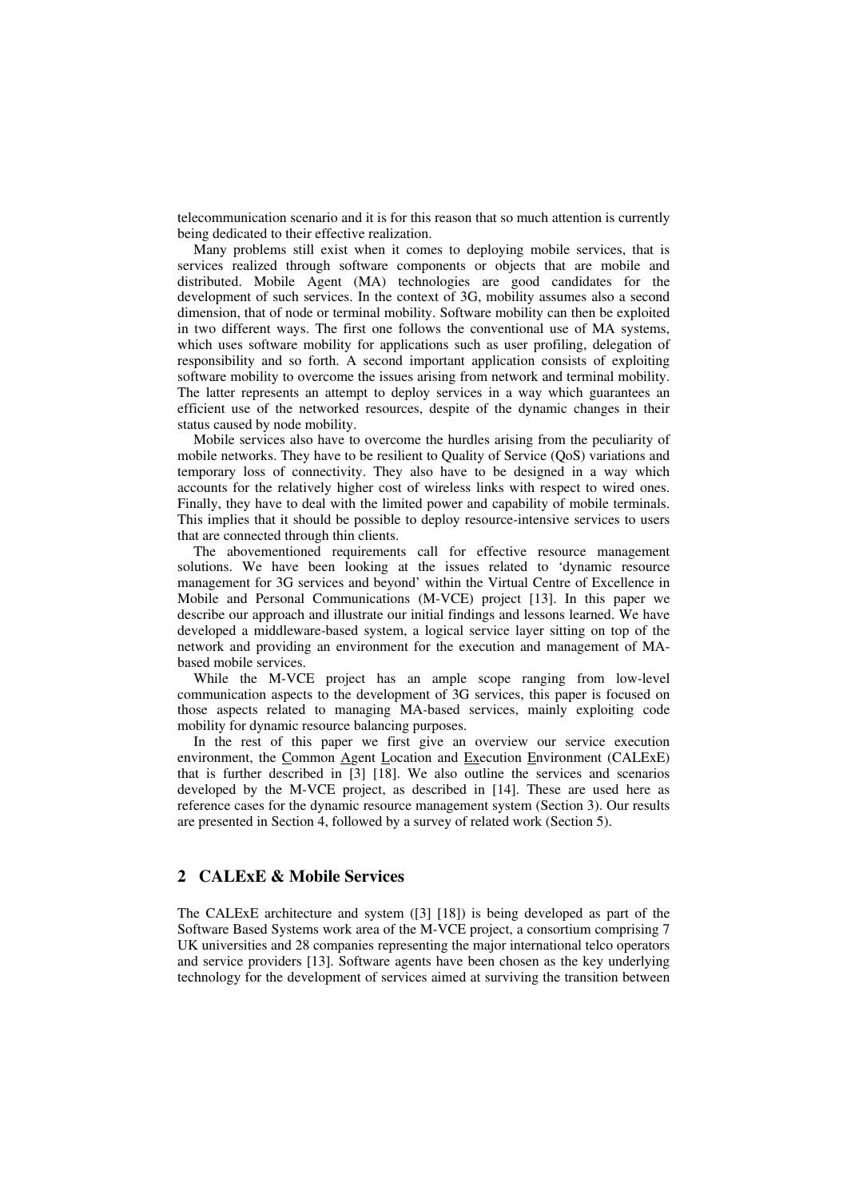telecommunication scenario and it is for this reason that so much attention is currently being dedicated to their effective realization.

Many problems still exist when it comes to deploying mobile services, that is services realized through software components or objects that are mobile and distributed. Mobile Agent (MA) technologies are good candidates for the development of such services. In the context of 3G, mobility assumes also a second dimension, that of node or terminal mobility. Software mobility can then be exploited in two different ways. The first one follows the conventional use of MA systems, which uses software mobility for applications such as user profiling, delegation of responsibility and so forth. A second important application consists of exploiting software mobility to overcome the issues arising from network and terminal mobility. The latter represents an attempt to deploy services in a way which guarantees an efficient use of the networked resources, despite of the dynamic changes in their status caused by node mobility.

Mobile services also have to overcome the hurdles arising from the peculiarity of mobile networks. They have to be resilient to Quality of Service (QoS) variations and temporary loss of connectivity. They also have to be designed in a way which accounts for the relatively higher cost of wireless links with respect to wired ones. Finally, they have to deal with the limited power and capability of mobile terminals. This implies that it should be possible to deploy resource-intensive services to users that are connected through thin clients.

The abovementioned requirements call for effective resource management solutions. We have been looking at the issues related to 'dynamic resource management for 3G services and beyond' within the Virtual Centre of Excellence in Mobile and Personal Communications (M-VCE) project [13]. In this paper we describe our approach and illustrate our initial findings and lessons learned. We have developed a middleware-based system, a logical service layer sitting on top of the network and providing an environment for the execution and management of MA-based mobile services.

While the M-VCE project has an ample scope ranging from low-level communication aspects to the development of 3G services, this paper is focused on those aspects related to managing MA-based services, mainly exploiting code mobility for dynamic resource balancing purposes.

In the rest of this paper we first give an overview our service execution environment, the Common Agent Location and Execution Environment (CALExE) that is further described in [3] [18]. We also outline the services and scenarios developed by the M-VCE project, as described in [14]. These are used here as reference cases for the dynamic resource management system (Section 3). Our results are presented in Section 4, followed by a survey of related work (Section 5).

## 2 CALExE & Mobile Services

The CALExE architecture and system ([3] [18]) is being developed as part of the Software Based Systems work area of the M-VCE project, a consortium comprising 7 UK universities and 28 companies representing the major international telco operators and service providers [13]. Software agents have been chosen as the key underlying technology for the development of services aimed at surviving the transition between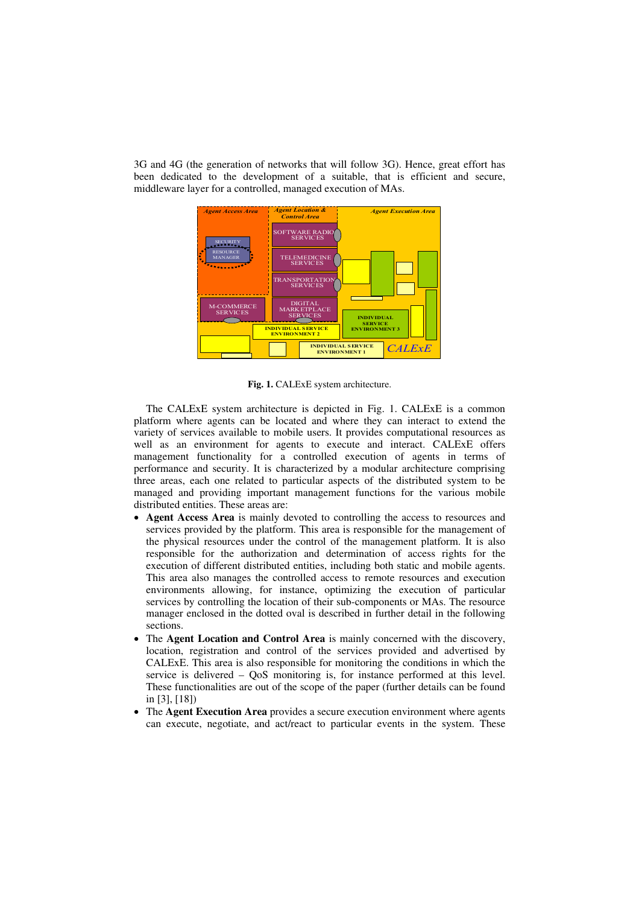3G and 4G (the generation of networks that will follow 3G). Hence, great effort has been dedicated to the development of a suitable, that is efficient and secure, middleware layer for a controlled, managed execution of MAs.

**Fig. 1.** CALExE system architecture.

The CALExE system architecture is depicted in Fig. 1. CALExE is a common platform where agents can be located and where they can interact to extend the variety of services available to mobile users. It provides computational resources as well as an environment for agents to execute and interact. CALExE offers management functionality for a controlled execution of agents in terms of performance and security. It is characterized by a modular architecture comprising three areas, each one related to particular aspects of the distributed system to be managed and providing important management functions for the various mobile distributed entities. These areas are:

- **Agent Access Area** is mainly devoted to controlling the access to resources and services provided by the platform. This area is responsible for the management of the physical resources under the control of the management platform. It is also responsible for the authorization and determination of access rights for the execution of different distributed entities, including both static and mobile agents. This area also manages the controlled access to remote resources and execution environments allowing, for instance, optimizing the execution of particular services by controlling the location of their sub-components or MAs. The resource manager enclosed in the dotted oval is described in further detail in the following sections.
- The **Agent Location and Control Area** is mainly concerned with the discovery, location, registration and control of the services provided and advertised by CALExE. This area is also responsible for monitoring the conditions in which the service is delivered – QoS monitoring is, for instance performed at this level. These functionalities are out of the scope of the paper (further details can be found in [3], [18])
- The **Agent Execution Area** provides a secure execution environment where agents can execute, negotiate, and act/react to particular events in the system. These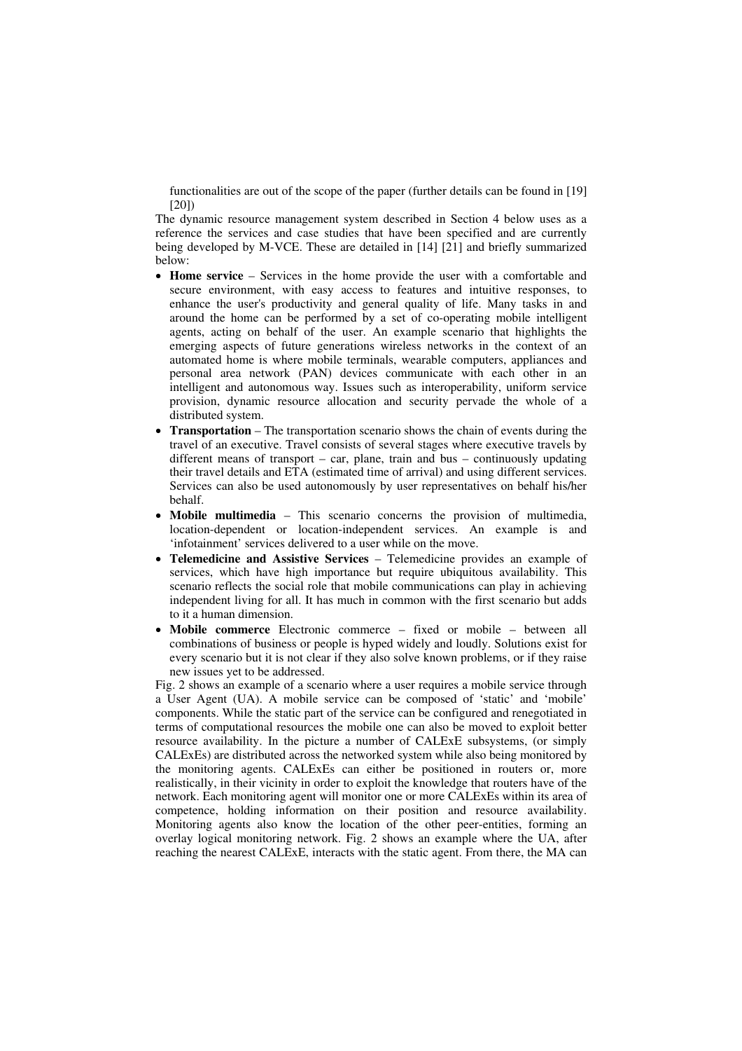functionalities are out of the scope of the paper (further details can be found in [19] [20])

The dynamic resource management system described in Section 4 below uses as a reference the services and case studies that have been specified and are currently being developed by M-VCE. These are detailed in [14] [21] and briefly summarized below:

- **Home service** – Services in the home provide the user with a comfortable and secure environment, with easy access to features and intuitive responses, to enhance the user's productivity and general quality of life. Many tasks in and around the home can be performed by a set of co-operating mobile intelligent agents, acting on behalf of the user. An example scenario that highlights the emerging aspects of future generations wireless networks in the context of an automated home is where mobile terminals, wearable computers, appliances and personal area network (PAN) devices communicate with each other in an intelligent and autonomous way. Issues such as interoperability, uniform service provision, dynamic resource allocation and security pervade the whole of a distributed system.
- **Transportation** – The transportation scenario shows the chain of events during the travel of an executive. Travel consists of several stages where executive travels by different means of transport – car, plane, train and bus – continuously updating their travel details and ETA (estimated time of arrival) and using different services. Services can also be used autonomously by user representatives on behalf his/her behalf.
- **Mobile multimedia** – This scenario concerns the provision of multimedia, location-dependent or location-independent services. An example is and 'infotainment' services delivered to a user while on the move.
- **Telemedicine and Assistive Services** – Telemedicine provides an example of services, which have high importance but require ubiquitous availability. This scenario reflects the social role that mobile communications can play in achieving independent living for all. It has much in common with the first scenario but adds to it a human dimension.
- **Mobile commerce** Electronic commerce – fixed or mobile – between all combinations of business or people is hyped widely and loudly. Solutions exist for every scenario but it is not clear if they also solve known problems, or if they raise new issues yet to be addressed.

Fig. 2 shows an example of a scenario where a user requires a mobile service through a User Agent (UA). A mobile service can be composed of 'static' and 'mobile' components. While the static part of the service can be configured and renegotiated in terms of computational resources the mobile one can also be moved to exploit better resource availability. In the picture a number of CALExE subsystems, (or simply CALExEs) are distributed across the networked system while also being monitored by the monitoring agents. CALExEs can either be positioned in routers or, more realistically, in their vicinity in order to exploit the knowledge that routers have of the network. Each monitoring agent will monitor one or more CALExEs within its area of competence, holding information on their position and resource availability. Monitoring agents also know the location of the other peer-entities, forming an overlay logical monitoring network. Fig. 2 shows an example where the UA, after reaching the nearest CALExE, interacts with the static agent. From there, the MA can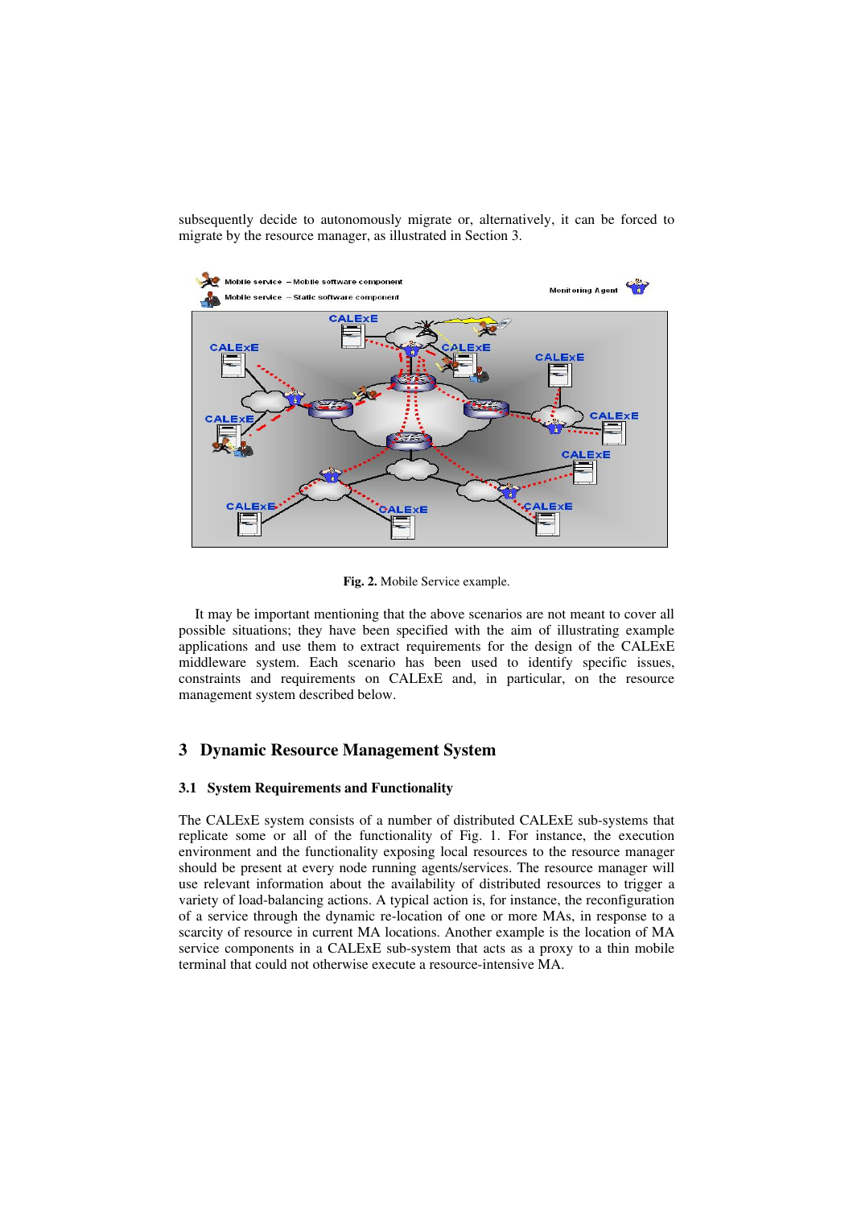subsequently decide to autonomously migrate or, alternatively, it can be forced to migrate by the resource manager, as illustrated in Section 3.

**Fig. 2.** Mobile Service example.

It may be important mentioning that the above scenarios are not meant to cover all possible situations; they have been specified with the aim of illustrating example applications and use them to extract requirements for the design of the CALExE middleware system. Each scenario has been used to identify specific issues, constraints and requirements on CALExE and, in particular, on the resource management system described below.

## 3 Dynamic Resource Management System

### 3.1 System Requirements and Functionality

The CALExE system consists of a number of distributed CALExE sub-systems that replicate some or all of the functionality of Fig. 1. For instance, the execution environment and the functionality exposing local resources to the resource manager should be present at every node running agents/services. The resource manager will use relevant information about the availability of distributed resources to trigger a variety of load-balancing actions. A typical action is, for instance, the reconfiguration of a service through the dynamic re-location of one or more MAs, in response to a scarcity of resource in current MA locations. Another example is the location of MA service components in a CALExE sub-system that acts as a proxy to a thin mobile terminal that could not otherwise execute a resource-intensive MA.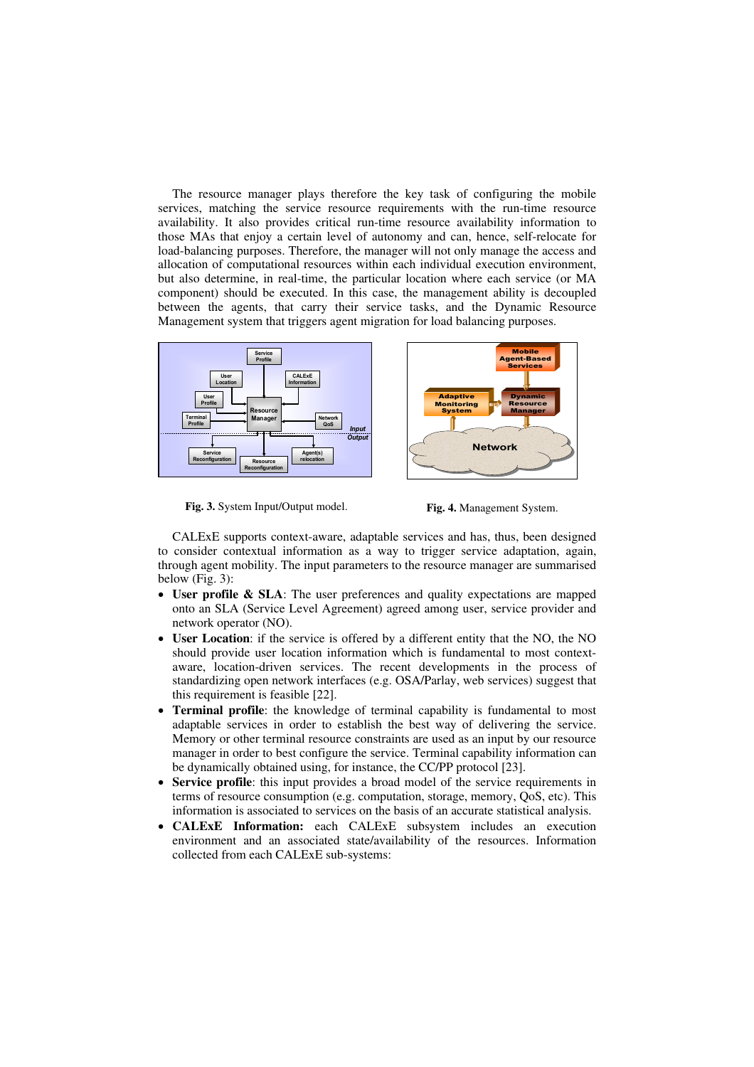The resource manager plays therefore the key task of configuring the mobile services, matching the service resource requirements with the run-time resource availability. It also provides critical run-time resource availability information to those MAs that enjoy a certain level of autonomy and can, hence, self-relocate for load-balancing purposes. Therefore, the manager will not only manage the access and allocation of computational resources within each individual execution environment, but also determine, in real-time, the particular location where each service (or MA component) should be executed. In this case, the management ability is decoupled between the agents, that carry their service tasks, and the Dynamic Resource Management system that triggers agent migration for load balancing purposes.

**Fig. 3.** System Input/Output model.

**Fig. 4.** Management System.

CALExE supports context-aware, adaptable services and has, thus, been designed to consider contextual information as a way to trigger service adaptation, again, through agent mobility. The input parameters to the resource manager are summarised below (Fig. 3):

- **User profile & SLA**: The user preferences and quality expectations are mapped onto an SLA (Service Level Agreement) agreed among user, service provider and network operator (NO).
- **User Location**: if the service is offered by a different entity that the NO, the NO should provide user location information which is fundamental to most context-aware, location-driven services. The recent developments in the process of standardizing open network interfaces (e.g. OSA/Parlay, web services) suggest that this requirement is feasible [22].
- **Terminal profile**: the knowledge of terminal capability is fundamental to most adaptable services in order to establish the best way of delivering the service. Memory or other terminal resource constraints are used as an input by our resource manager in order to best configure the service. Terminal capability information can be dynamically obtained using, for instance, the CC/PP protocol [23].
- **Service profile**: this input provides a broad model of the service requirements in terms of resource consumption (e.g. computation, storage, memory, QoS, etc). This information is associated to services on the basis of an accurate statistical analysis.
- **CALExE Information:** each CALExE subsystem includes an execution environment and an associated state/availability of the resources. Information collected from each CALExE sub-systems: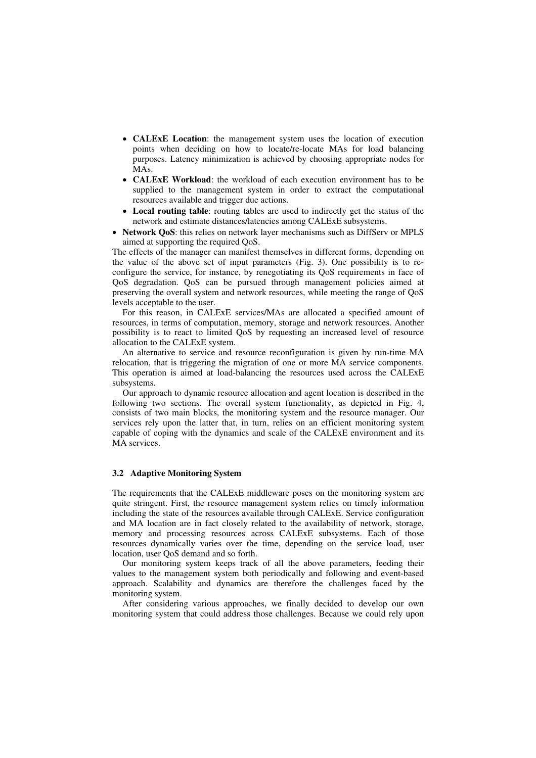- **CALExE Location**: the management system uses the location of execution points when deciding on how to locate/re-locate MAs for load balancing purposes. Latency minimization is achieved by choosing appropriate nodes for MAs.
  - **CALExE Workload**: the workload of each execution environment has to be supplied to the management system in order to extract the computational resources available and trigger due actions.
  - **Local routing table**: routing tables are used to indirectly get the status of the network and estimate distances/latencies among CALExE subsystems.
- **Network QoS**: this relies on network layer mechanisms such as DiffServ or MPLS aimed at supporting the required QoS.

The effects of the manager can manifest themselves in different forms, depending on the value of the above set of input parameters (Fig. 3). One possibility is to re-configure the service, for instance, by renegotiating its QoS requirements in face of QoS degradation. QoS can be pursued through management policies aimed at preserving the overall system and network resources, while meeting the range of QoS levels acceptable to the user.

For this reason, in CALExE services/MAs are allocated a specified amount of resources, in terms of computation, memory, storage and network resources. Another possibility is to react to limited QoS by requesting an increased level of resource allocation to the CALExE system.

An alternative to service and resource reconfiguration is given by run-time MA relocation, that is triggering the migration of one or more MA service components. This operation is aimed at load-balancing the resources used across the CALExE subsystems.

Our approach to dynamic resource allocation and agent location is described in the following two sections. The overall system functionality, as depicted in Fig. 4, consists of two main blocks, the monitoring system and the resource manager. Our services rely upon the latter that, in turn, relies on an efficient monitoring system capable of coping with the dynamics and scale of the CALExE environment and its MA services.

### 3.2 Adaptive Monitoring System

The requirements that the CALExE middleware poses on the monitoring system are quite stringent. First, the resource management system relies on timely information including the state of the resources available through CALExE. Service configuration and MA location are in fact closely related to the availability of network, storage, memory and processing resources across CALExE subsystems. Each of those resources dynamically varies over the time, depending on the service load, user location, user QoS demand and so forth.

Our monitoring system keeps track of all the above parameters, feeding their values to the management system both periodically and following and event-based approach. Scalability and dynamics are therefore the challenges faced by the monitoring system.

After considering various approaches, we finally decided to develop our own monitoring system that could address those challenges. Because we could rely upon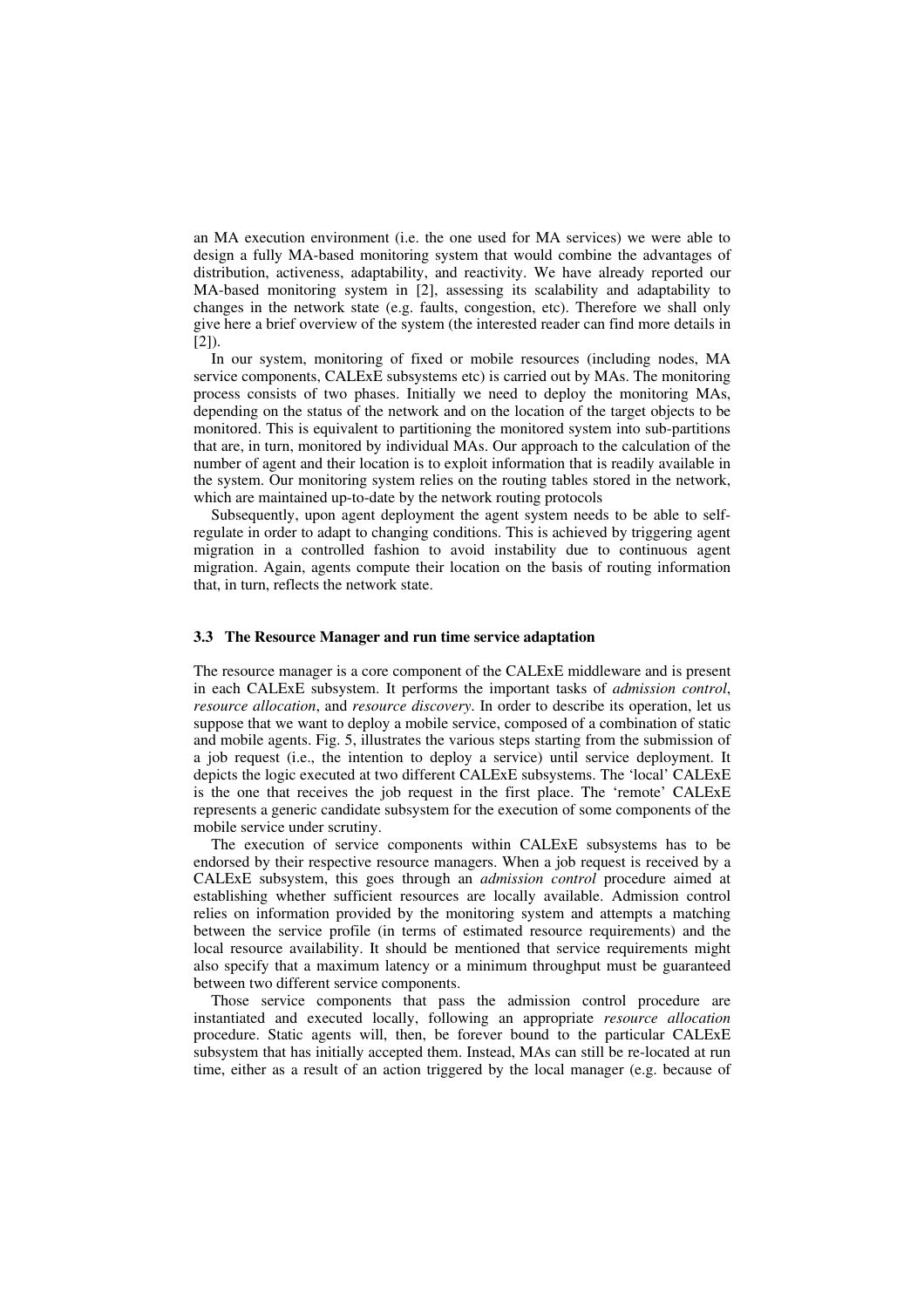an MA execution environment (i.e. the one used for MA services) we were able to design a fully MA-based monitoring system that would combine the advantages of distribution, activeness, adaptability, and reactivity. We have already reported our MA-based monitoring system in [2], assessing its scalability and adaptability to changes in the network state (e.g. faults, congestion, etc). Therefore we shall only give here a brief overview of the system (the interested reader can find more details in [2]).

In our system, monitoring of fixed or mobile resources (including nodes, MA service components, CALExE subsystems etc) is carried out by MAs. The monitoring process consists of two phases. Initially we need to deploy the monitoring MAs, depending on the status of the network and on the location of the target objects to be monitored. This is equivalent to partitioning the monitored system into sub-partitions that are, in turn, monitored by individual MAs. Our approach to the calculation of the number of agent and their location is to exploit information that is readily available in the system. Our monitoring system relies on the routing tables stored in the network, which are maintained up-to-date by the network routing protocols

Subsequently, upon agent deployment the agent system needs to be able to self-regulate in order to adapt to changing conditions. This is achieved by triggering agent migration in a controlled fashion to avoid instability due to continuous agent migration. Again, agents compute their location on the basis of routing information that, in turn, reflects the network state.

### 3.3 The Resource Manager and run time service adaptation

The resource manager is a core component of the CALExE middleware and is present in each CALExE subsystem. It performs the important tasks of *admission control*, *resource allocation*, and *resource discovery*. In order to describe its operation, let us suppose that we want to deploy a mobile service, composed of a combination of static and mobile agents. Fig. 5, illustrates the various steps starting from the submission of a job request (i.e., the intention to deploy a service) until service deployment. It depicts the logic executed at two different CALExE subsystems. The 'local' CALExE is the one that receives the job request in the first place. The 'remote' CALExE represents a generic candidate subsystem for the execution of some components of the mobile service under scrutiny.

The execution of service components within CALExE subsystems has to be endorsed by their respective resource managers. When a job request is received by a CALExE subsystem, this goes through an *admission control* procedure aimed at establishing whether sufficient resources are locally available. Admission control relies on information provided by the monitoring system and attempts a matching between the service profile (in terms of estimated resource requirements) and the local resource availability. It should be mentioned that service requirements might also specify that a maximum latency or a minimum throughput must be guaranteed between two different service components.

Those service components that pass the admission control procedure are instantiated and executed locally, following an appropriate *resource allocation* procedure. Static agents will, then, be forever bound to the particular CALExE subsystem that has initially accepted them. Instead, MAs can still be re-located at run time, either as a result of an action triggered by the local manager (e.g. because of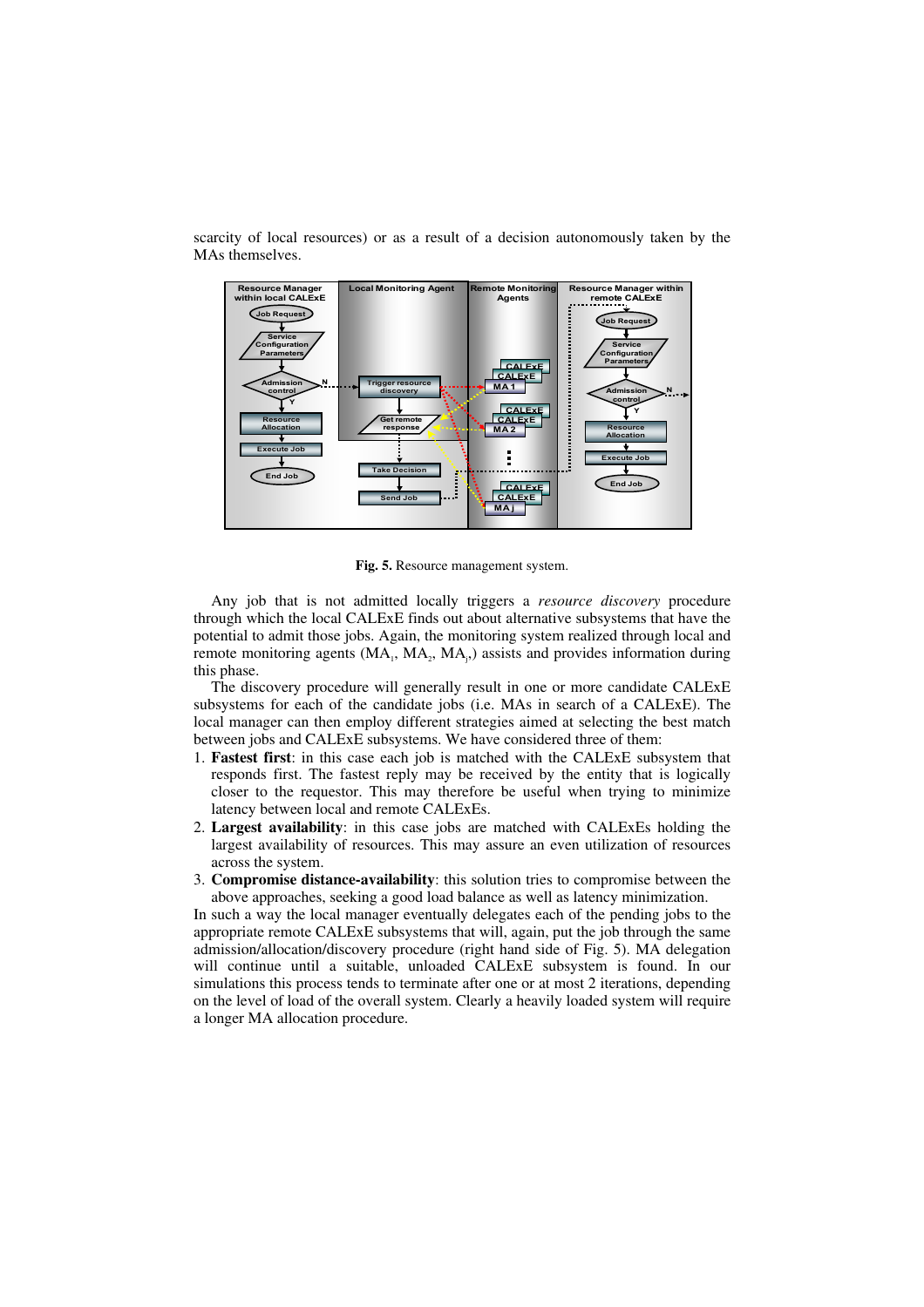scarcity of local resources) or as a result of a decision autonomously taken by the MAs themselves.

**Fig. 5.** Resource management system.

Any job that is not admitted locally triggers a *resource discovery* procedure through which the local CALExE finds out about alternative subsystems that have the potential to admit those jobs. Again, the monitoring system realized through local and remote monitoring agents ($MA_1$, $MA_2$, $MA_j$,) assists and provides information during this phase.

The discovery procedure will generally result in one or more candidate CALExE subsystems for each of the candidate jobs (i.e. MAs in search of a CALExE). The local manager can then employ different strategies aimed at selecting the best match between jobs and CALExE subsystems. We have considered three of them:

1. **Fastest first**: in this case each job is matched with the CALExE subsystem that responds first. The fastest reply may be received by the entity that is logically closer to the requestor. This may therefore be useful when trying to minimize latency between local and remote CALExEs.
2. **Largest availability**: in this case jobs are matched with CALExEs holding the largest availability of resources. This may assure an even utilization of resources across the system.
3. **Compromise distance-availability**: this solution tries to compromise between the above approaches, seeking a good load balance as well as latency minimization.

In such a way the local manager eventually delegates each of the pending jobs to the appropriate remote CALExE subsystems that will, again, put the job through the same admission/allocation/discovery procedure (right hand side of Fig. 5). MA delegation will continue until a suitable, unloaded CALExE subsystem is found. In our simulations this process tends to terminate after one or at most 2 iterations, depending on the level of load of the overall system. Clearly a heavily loaded system will require a longer MA allocation procedure.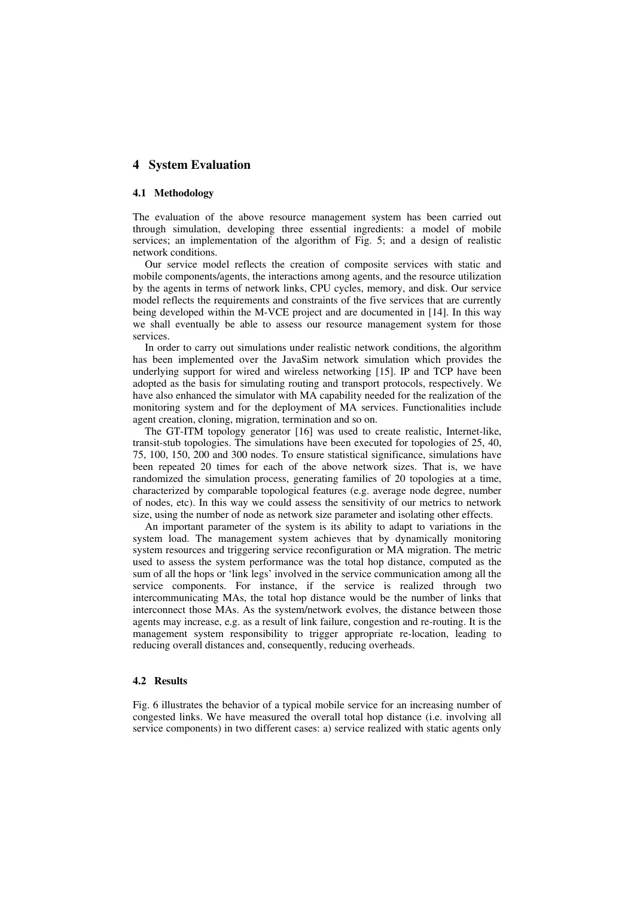## 4 System Evaluation

### 4.1 Methodology

The evaluation of the above resource management system has been carried out through simulation, developing three essential ingredients: a model of mobile services; an implementation of the algorithm of Fig. 5; and a design of realistic network conditions.

Our service model reflects the creation of composite services with static and mobile components/agents, the interactions among agents, and the resource utilization by the agents in terms of network links, CPU cycles, memory, and disk. Our service model reflects the requirements and constraints of the five services that are currently being developed within the M-VCE project and are documented in [14]. In this way we shall eventually be able to assess our resource management system for those services.

In order to carry out simulations under realistic network conditions, the algorithm has been implemented over the JavaSim network simulation which provides the underlying support for wired and wireless networking [15]. IP and TCP have been adopted as the basis for simulating routing and transport protocols, respectively. We have also enhanced the simulator with MA capability needed for the realization of the monitoring system and for the deployment of MA services. Functionalities include agent creation, cloning, migration, termination and so on.

The GT-ITM topology generator [16] was used to create realistic, Internet-like, transit-stub topologies. The simulations have been executed for topologies of 25, 40, 75, 100, 150, 200 and 300 nodes. To ensure statistical significance, simulations have been repeated 20 times for each of the above network sizes. That is, we have randomized the simulation process, generating families of 20 topologies at a time, characterized by comparable topological features (e.g. average node degree, number of nodes, etc). In this way we could assess the sensitivity of our metrics to network size, using the number of node as network size parameter and isolating other effects.

An important parameter of the system is its ability to adapt to variations in the system load. The management system achieves that by dynamically monitoring system resources and triggering service reconfiguration or MA migration. The metric used to assess the system performance was the total hop distance, computed as the sum of all the hops or 'link legs' involved in the service communication among all the service components. For instance, if the service is realized through two intercommunicating MAs, the total hop distance would be the number of links that interconnect those MAs. As the system/network evolves, the distance between those agents may increase, e.g. as a result of link failure, congestion and re-routing. It is the management system responsibility to trigger appropriate re-location, leading to reducing overall distances and, consequently, reducing overheads.

### 4.2 Results

Fig. 6 illustrates the behavior of a typical mobile service for an increasing number of congested links. We have measured the overall total hop distance (i.e. involving all service components) in two different cases: a) service realized with static agents only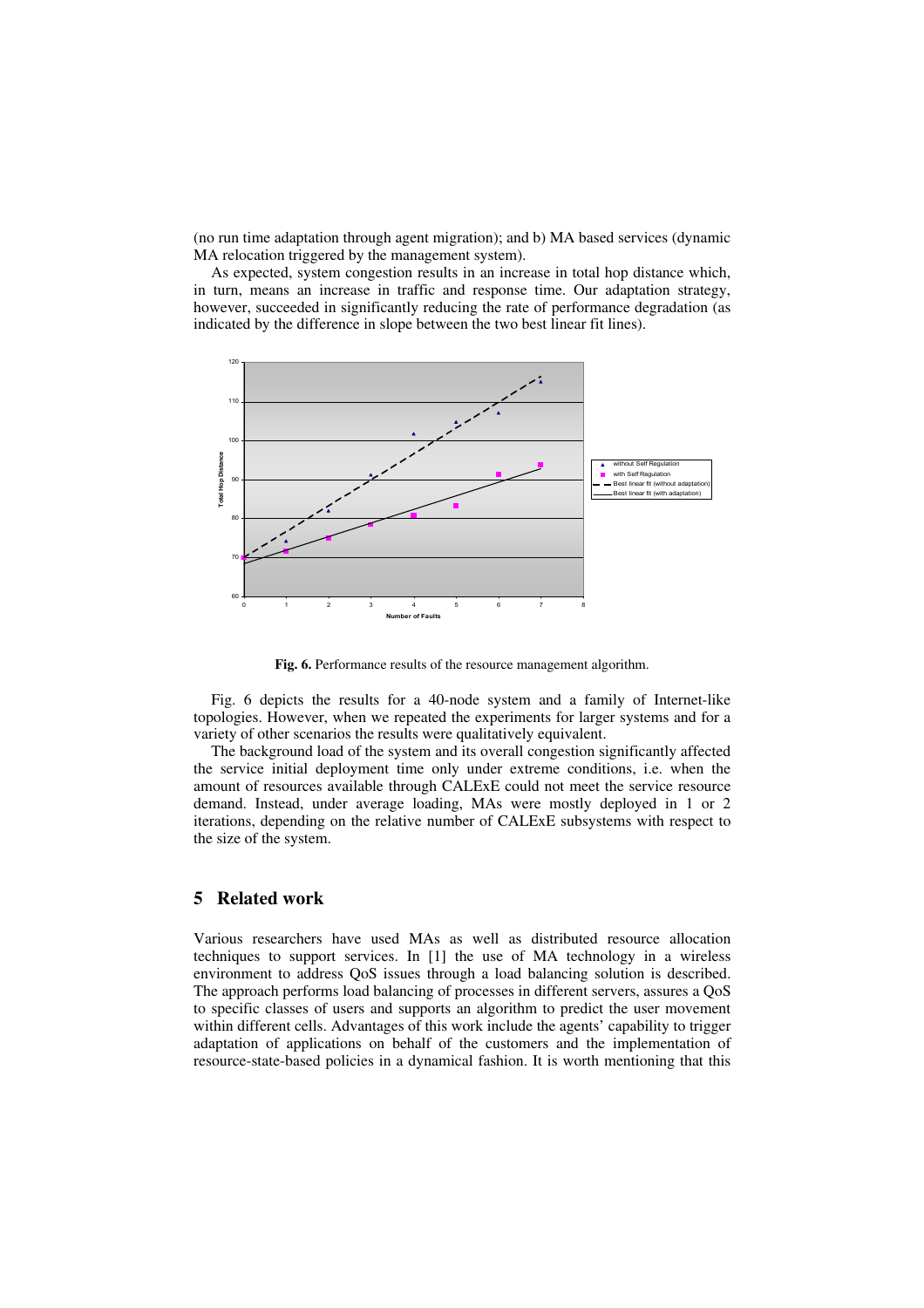(no run time adaptation through agent migration); and b) MA based services (dynamic MA relocation triggered by the management system).

As expected, system congestion results in an increase in total hop distance which, in turn, means an increase in traffic and response time. Our adaptation strategy, however, succeeded in significantly reducing the rate of performance degradation (as indicated by the difference in slope between the two best linear fit lines).

**Fig. 6.** Performance results of the resource management algorithm.

Fig. 6 depicts the results for a 40-node system and a family of Internet-like topologies. However, when we repeated the experiments for larger systems and for a variety of other scenarios the results were qualitatively equivalent.

The background load of the system and its overall congestion significantly affected the service initial deployment time only under extreme conditions, i.e. when the amount of resources available through CALExE could not meet the service resource demand. Instead, under average loading, MAs were mostly deployed in 1 or 2 iterations, depending on the relative number of CALExE subsystems with respect to the size of the system.

## 5 Related work

Various researchers have used MAs as well as distributed resource allocation techniques to support services. In [1] the use of MA technology in a wireless environment to address QoS issues through a load balancing solution is described. The approach performs load balancing of processes in different servers, assures a QoS to specific classes of users and supports an algorithm to predict the user movement within different cells. Advantages of this work include the agents' capability to trigger adaptation of applications on behalf of the customers and the implementation of resource-state-based policies in a dynamical fashion. It is worth mentioning that this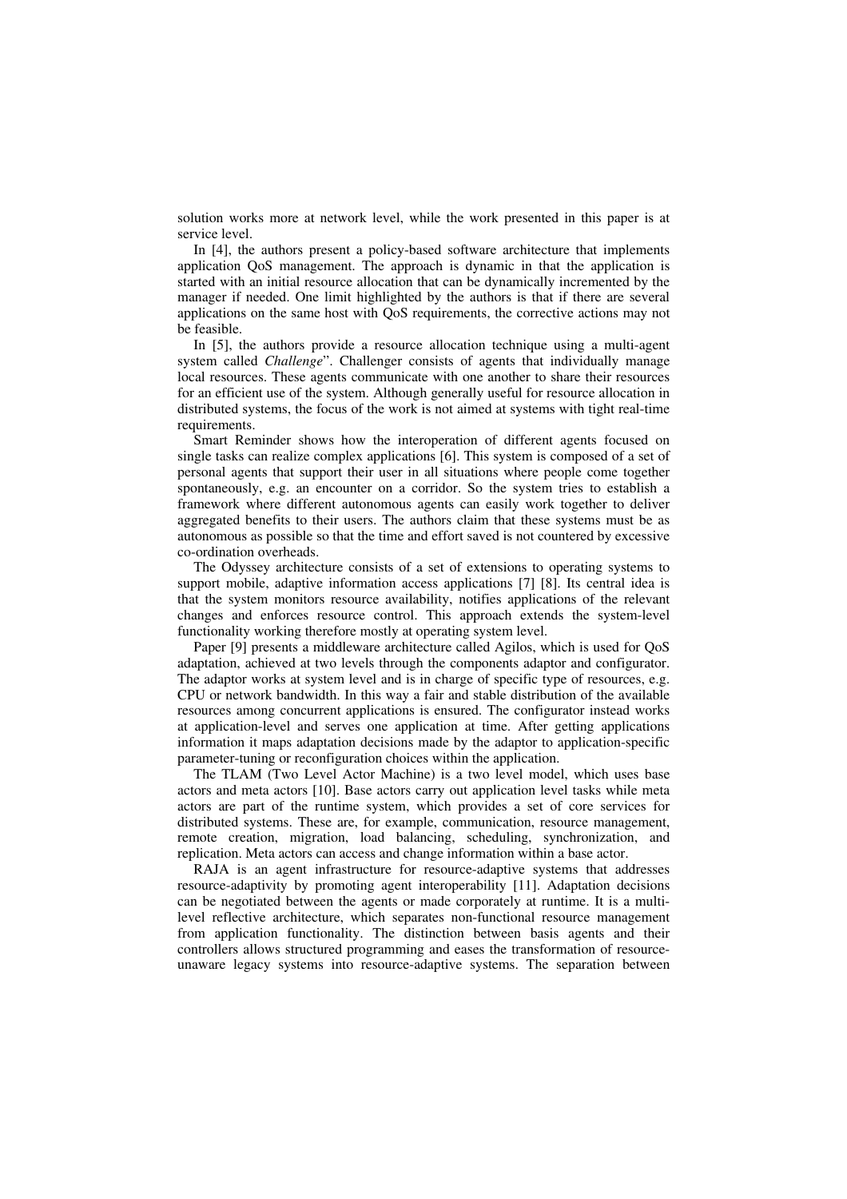solution works more at network level, while the work presented in this paper is at service level.

In [4], the authors present a policy-based software architecture that implements application QoS management. The approach is dynamic in that the application is started with an initial resource allocation that can be dynamically incremented by the manager if needed. One limit highlighted by the authors is that if there are several applications on the same host with QoS requirements, the corrective actions may not be feasible.

In [5], the authors provide a resource allocation technique using a multi-agent system called *Challenge*". Challenger consists of agents that individually manage local resources. These agents communicate with one another to share their resources for an efficient use of the system. Although generally useful for resource allocation in distributed systems, the focus of the work is not aimed at systems with tight real-time requirements.

Smart Reminder shows how the interoperation of different agents focused on single tasks can realize complex applications [6]. This system is composed of a set of personal agents that support their user in all situations where people come together spontaneously, e.g. an encounter on a corridor. So the system tries to establish a framework where different autonomous agents can easily work together to deliver aggregated benefits to their users. The authors claim that these systems must be as autonomous as possible so that the time and effort saved is not countered by excessive co-ordination overheads.

The Odyssey architecture consists of a set of extensions to operating systems to support mobile, adaptive information access applications [7] [8]. Its central idea is that the system monitors resource availability, notifies applications of the relevant changes and enforces resource control. This approach extends the system-level functionality working therefore mostly at operating system level.

Paper [9] presents a middleware architecture called Agilos, which is used for QoS adaptation, achieved at two levels through the components adaptor and configurator. The adaptor works at system level and is in charge of specific type of resources, e.g. CPU or network bandwidth. In this way a fair and stable distribution of the available resources among concurrent applications is ensured. The configurator instead works at application-level and serves one application at time. After getting applications information it maps adaptation decisions made by the adaptor to application-specific parameter-tuning or reconfiguration choices within the application.

The TLAM (Two Level Actor Machine) is a two level model, which uses base actors and meta actors [10]. Base actors carry out application level tasks while meta actors are part of the runtime system, which provides a set of core services for distributed systems. These are, for example, communication, resource management, remote creation, migration, load balancing, scheduling, synchronization, and replication. Meta actors can access and change information within a base actor.

RAJA is an agent infrastructure for resource-adaptive systems that addresses resource-adaptivity by promoting agent interoperability [11]. Adaptation decisions can be negotiated between the agents or made corporately at runtime. It is a multi-level reflective architecture, which separates non-functional resource management from application functionality. The distinction between basis agents and their controllers allows structured programming and eases the transformation of resource-unaware legacy systems into resource-adaptive systems. The separation between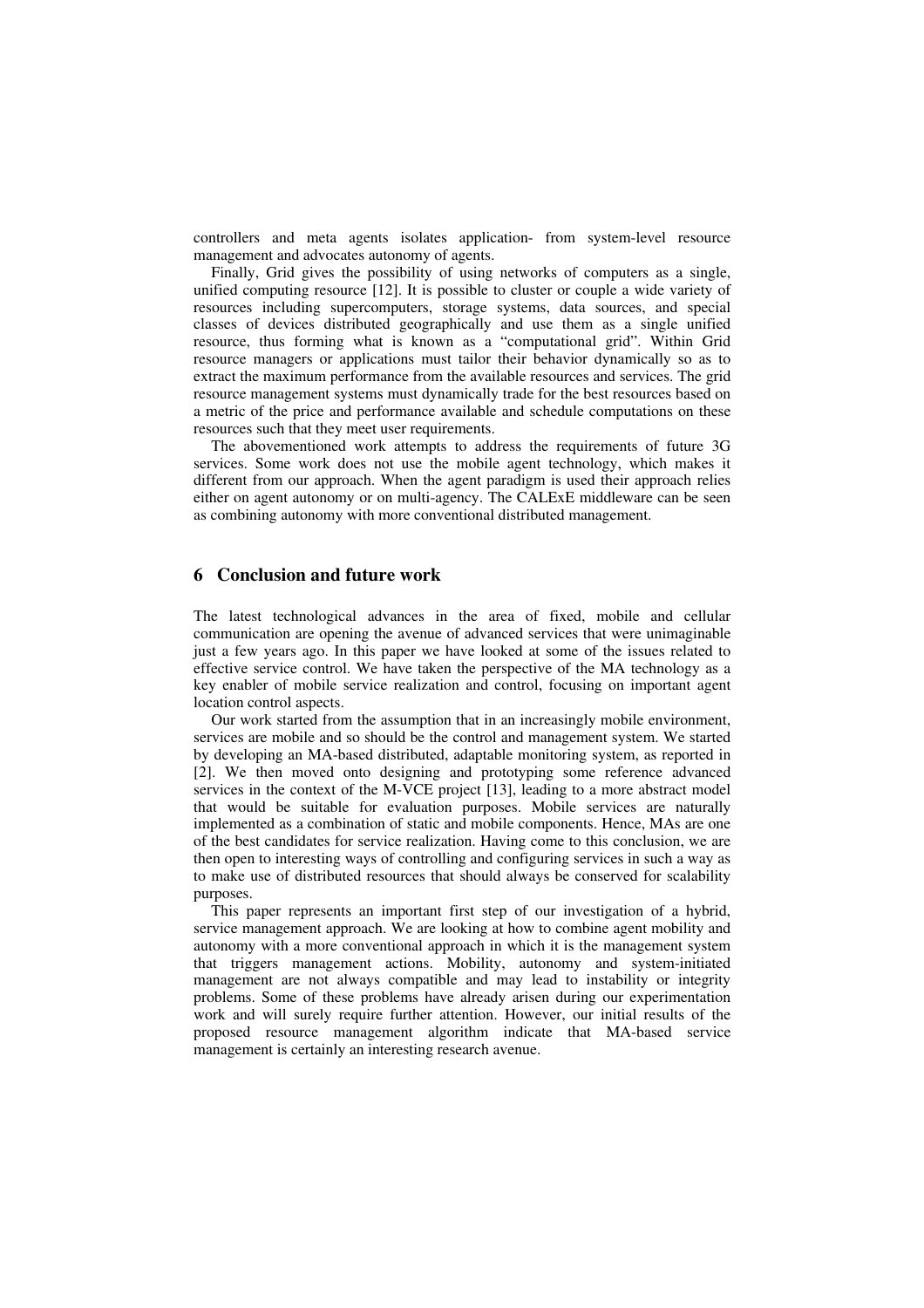controllers and meta agents isolates application- from system-level resource management and advocates autonomy of agents.

Finally, Grid gives the possibility of using networks of computers as a single, unified computing resource [12]. It is possible to cluster or couple a wide variety of resources including supercomputers, storage systems, data sources, and special classes of devices distributed geographically and use them as a single unified resource, thus forming what is known as a "computational grid". Within Grid resource managers or applications must tailor their behavior dynamically so as to extract the maximum performance from the available resources and services. The grid resource management systems must dynamically trade for the best resources based on a metric of the price and performance available and schedule computations on these resources such that they meet user requirements.

The abovementioned work attempts to address the requirements of future 3G services. Some work does not use the mobile agent technology, which makes it different from our approach. When the agent paradigm is used their approach relies either on agent autonomy or on multi-agency. The CALExE middleware can be seen as combining autonomy with more conventional distributed management.

## 6 Conclusion and future work

The latest technological advances in the area of fixed, mobile and cellular communication are opening the avenue of advanced services that were unimaginable just a few years ago. In this paper we have looked at some of the issues related to effective service control. We have taken the perspective of the MA technology as a key enabler of mobile service realization and control, focusing on important agent location control aspects.

Our work started from the assumption that in an increasingly mobile environment, services are mobile and so should be the control and management system. We started by developing an MA-based distributed, adaptable monitoring system, as reported in [2]. We then moved onto designing and prototyping some reference advanced services in the context of the M-VCE project [13], leading to a more abstract model that would be suitable for evaluation purposes. Mobile services are naturally implemented as a combination of static and mobile components. Hence, MAs are one of the best candidates for service realization. Having come to this conclusion, we are then open to interesting ways of controlling and configuring services in such a way as to make use of distributed resources that should always be conserved for scalability purposes.

This paper represents an important first step of our investigation of a hybrid, service management approach. We are looking at how to combine agent mobility and autonomy with a more conventional approach in which it is the management system that triggers management actions. Mobility, autonomy and system-initiated management are not always compatible and may lead to instability or integrity problems. Some of these problems have already arisen during our experimentation work and will surely require further attention. However, our initial results of the proposed resource management algorithm indicate that MA-based service management is certainly an interesting research avenue.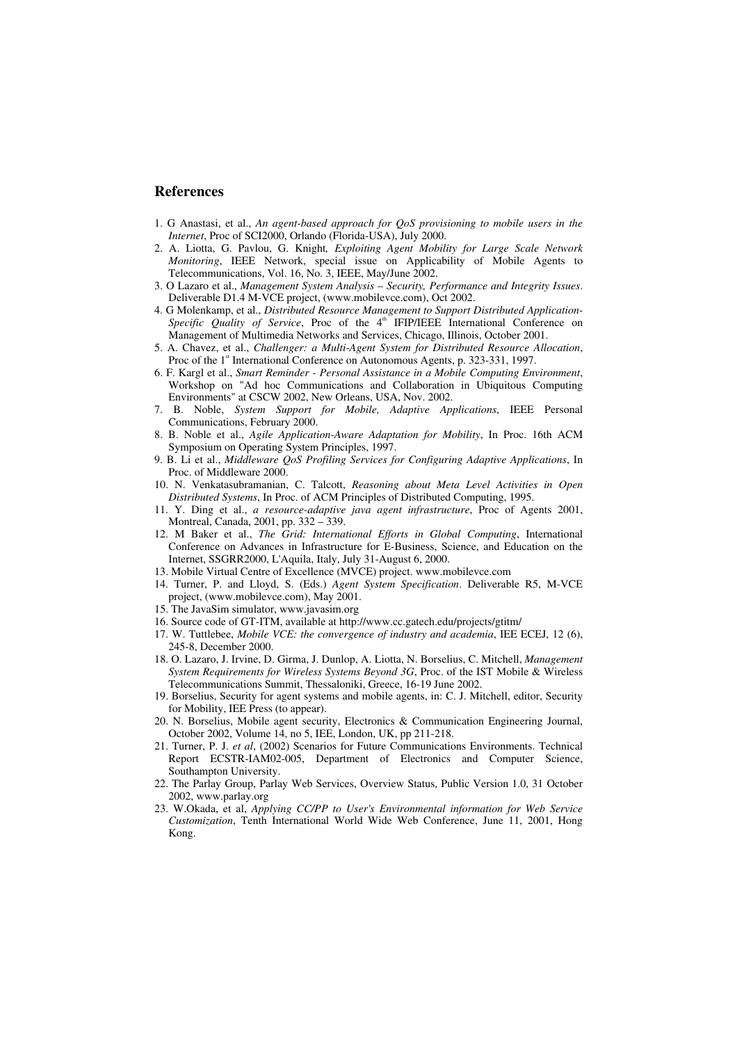## References

1. G Anastasi, et al., *An agent-based approach for QoS provisioning to mobile users in the Internet*, Proc of SCI2000, Orlando (Florida-USA), July 2000.
2. A. Liotta, G. Pavlou, G. Knight*, Exploiting Agent Mobility for Large Scale Network Monitoring*, IEEE Network, special issue on Applicability of Mobile Agents to Telecommunications, Vol. 16, No. 3, IEEE, May/June 2002.
3. O Lazaro et al., *Management System Analysis – Security, Performance and Integrity Issues*. Deliverable D1.4 M-VCE project, (www.mobilevce.com), Oct 2002.
4. G Molenkamp, et al., *Distributed Resource Management to Support Distributed Application-Specific Quality of Service*, Proc of the 4th IFIP/IEEE International Conference on Management of Multimedia Networks and Services, Chicago, Illinois, October 2001.
5. A. Chavez, et al., *Challenger: a Multi-Agent System for Distributed Resource Allocation*, Proc of the 1st International Conference on Autonomous Agents, p. 323-331, 1997.
6. F. Kargl et al., *Smart Reminder - Personal Assistance in a Mobile Computing Environment*, Workshop on "Ad hoc Communications and Collaboration in Ubiquitous Computing Environments" at CSCW 2002, New Orleans, USA, Nov. 2002.
7. B. Noble, *System Support for Mobile, Adaptive Applications*, IEEE Personal Communications, February 2000.
8. B. Noble et al., *Agile Application-Aware Adaptation for Mobility*, In Proc. 16th ACM Symposium on Operating System Principles, 1997.
9. B. Li et al., *Middleware QoS Profiling Services for Configuring Adaptive Applications*, In Proc. of Middleware 2000.
10. N. Venkatasubramanian, C. Talcott, *Reasoning about Meta Level Activities in Open Distributed Systems*, In Proc. of ACM Principles of Distributed Computing, 1995.
11. Y. Ding et al., *a resource-adaptive java agent infrastructure*, Proc of Agents 2001, Montreal, Canada, 2001, pp. 332 – 339.
12. M Baker et al., *The Grid: International Efforts in Global Computing*, International Conference on Advances in Infrastructure for E-Business, Science, and Education on the Internet, SSGRR2000, L'Aquila, Italy, July 31-August 6, 2000.
13. Mobile Virtual Centre of Excellence (MVCE) project. www.mobilevce.com
14. Turner, P. and Lloyd, S. (Eds.) *Agent System Specification*. Deliverable R5, M-VCE project, (www.mobilevce.com), May 2001.
15. The JavaSim simulator, www.javasim.org
16. Source code of GT-ITM, available at http://www.cc.gatech.edu/projects/gtitm/
17. W. Tuttlebee, *Mobile VCE: the convergence of industry and academia*, IEE ECEJ, 12 (6), 245-8, December 2000.
18. O. Lazaro, J. Irvine, D. Girma, J. Dunlop, A. Liotta, N. Borselius, C. Mitchell, *Management System Requirements for Wireless Systems Beyond 3G*, Proc. of the IST Mobile & Wireless Telecommunications Summit, Thessaloniki, Greece, 16-19 June 2002.
19. Borselius, Security for agent systems and mobile agents, in: C. J. Mitchell, editor, Security for Mobility, IEE Press (to appear).
20. N. Borselius, Mobile agent security, Electronics & Communication Engineering Journal, October 2002, Volume 14, no 5, IEE, London, UK, pp 211-218.
21. Turner, P. J. *et al*, (2002) Scenarios for Future Communications Environments. Technical Report ECSTR-IAM02-005, Department of Electronics and Computer Science, Southampton University.
22. The Parlay Group, Parlay Web Services, Overview Status, Public Version 1.0, 31 October 2002, www.parlay.org
23. W.Okada, et al, *Applying CC/PP to User's Environmental information for Web Service Customization*, Tenth International World Wide Web Conference, June 11, 2001, Hong Kong.